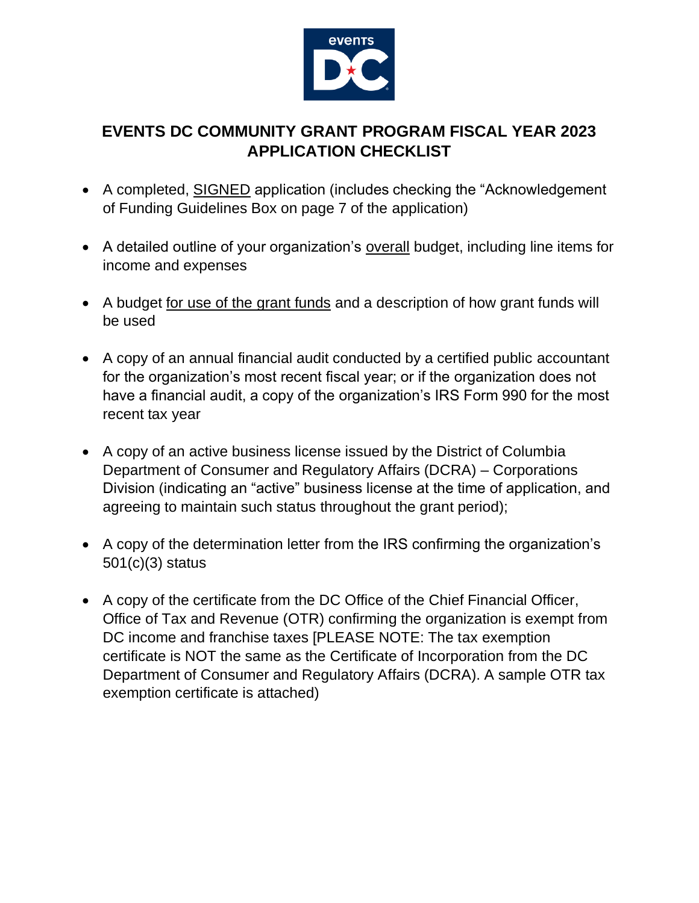# EVENTS DC COMMUNITY GRANT PROGRAM FISCAL YEAR 2023 APPLICATION CHECKLIST

- A completed, <u>SIGNED</u> application (includes checking the "Acknowledgement of Funding Guidelines Box on page 7 of the application)

- A detailed outline of your organization's <u>overall</u> budget, including line items for income and expenses

- A budget <u>for use of the grant funds</u> and a description of how grant funds will be used

- A copy of an annual financial audit conducted by a certified public accountant for the organization's most recent fiscal year; or if the organization does not have a financial audit, a copy of the organization's IRS Form 990 for the most recent tax year

- A copy of an active business license issued by the District of Columbia Department of Consumer and Regulatory Affairs (DCRA) – Corporations Division (indicating an "active" business license at the time of application, and agreeing to maintain such status throughout the grant period);

- A copy of the determination letter from the IRS confirming the organization's 501(c)(3) status

- A copy of the certificate from the DC Office of the Chief Financial Officer, Office of Tax and Revenue (OTR) confirming the organization is exempt from DC income and franchise taxes [PLEASE NOTE: The tax exemption certificate is NOT the same as the Certificate of Incorporation from the DC Department of Consumer and Regulatory Affairs (DCRA). A sample OTR tax exemption certificate is attached)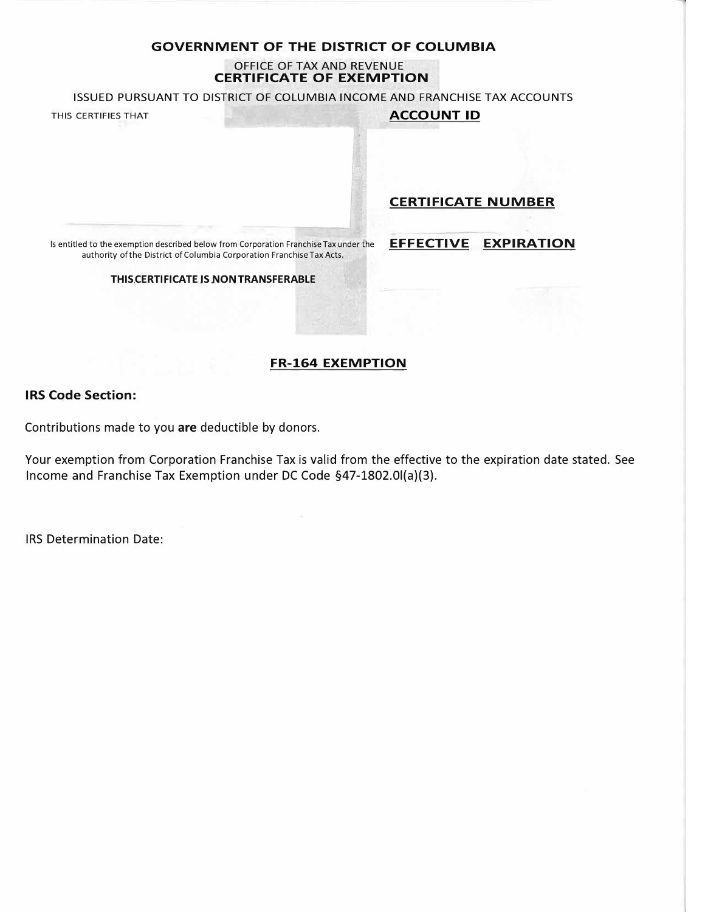## GOVERNMENT OF THE DISTRICT OF COLUMBIA

OFFICE OF TAX AND REVENUE

### CERTIFICATE OF EXEMPTION

ISSUED PURSUANT TO DISTRICT OF COLUMBIA INCOME AND FRANCHISE TAX ACCOUNTS

THIS CERTIFIES THAT

**ACCOUNT ID**

**CERTIFICATE NUMBER**

Is entitled to the exemption described below from Corporation Franchise Tax under the authority of the District of Columbia Corporation Franchise Tax Acts.

**EFFECTIVE** **EXPIRATION**

**THIS CERTIFICATE IS NON TRANSFERABLE**

### FR-164 EXEMPTION

**IRS Code Section:**

Contributions made to you **are** deductible by donors.

Your exemption from Corporation Franchise Tax is valid from the effective to the expiration date stated. See Income and Franchise Tax Exemption under DC Code §47-1802.0l(a)(3).

IRS Determination Date: